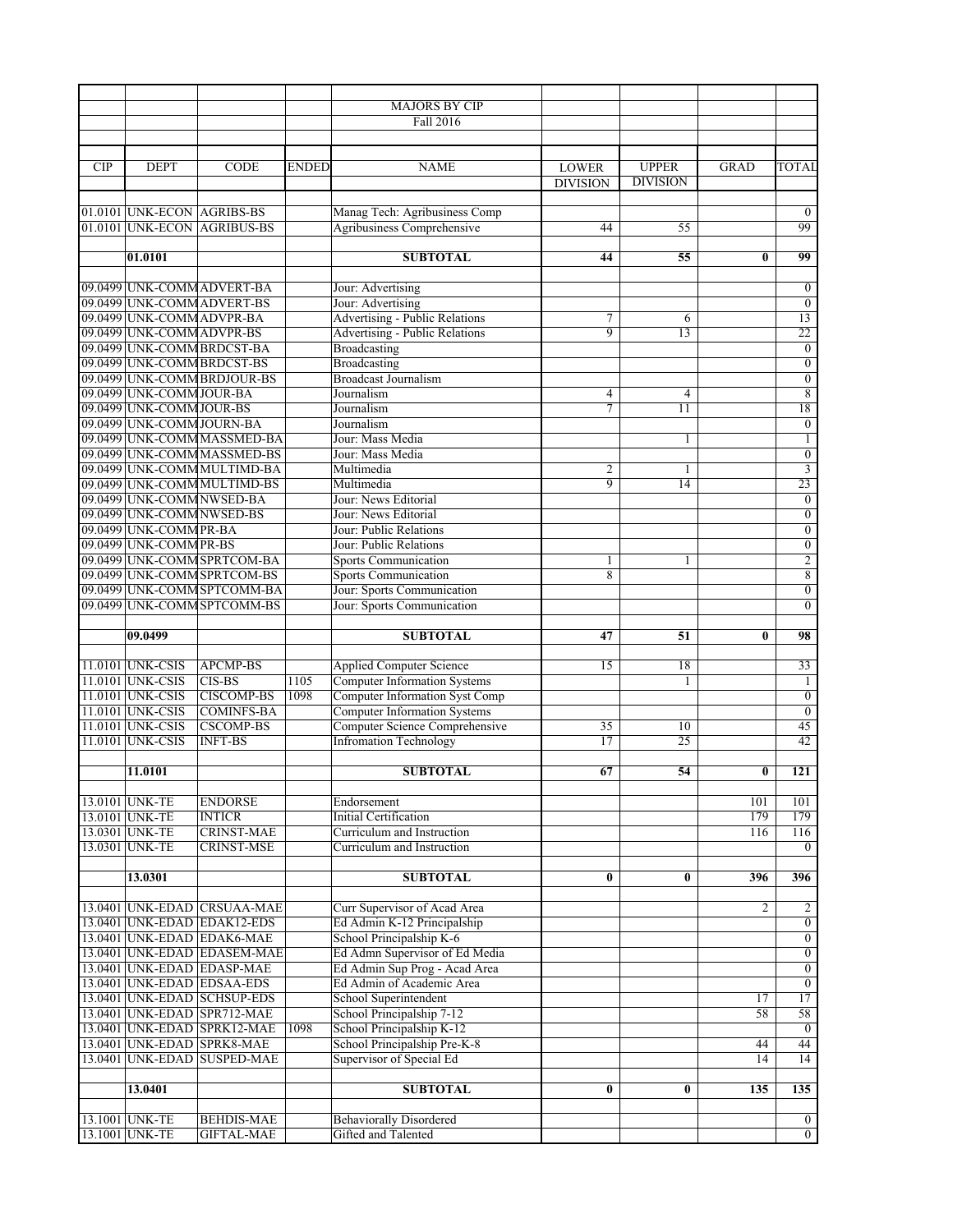## MAJORS BY CIP

### Fall 2016

| CIP | DEPT | CODE | ENDED | NAME | LOWER DIVISION | UPPER DIVISION | GRAD | TOTAL |
|---|---|---|---|---|---|---|---|---|
| 01.0101 | UNK-ECON | AGRIBS-BS | | Manag Tech: Agribusiness Comp | | | | 0 |
| 01.0101 | UNK-ECON | AGRIBUS-BS | | Agribusiness Comprehensive | 44 | 55 | | 99 |
| | **01.0101** | | | **SUBTOTAL** | **44** | **55** | **0** | **99** |
| 09.0499 | UNK-COMM | ADVERT-BA | | Jour: Advertising | | | | 0 |
| 09.0499 | UNK-COMM | ADVERT-BS | | Jour: Advertising | | | | 0 |
| 09.0499 | UNK-COMM | ADVPR-BA | | Advertising - Public Relations | 7 | 6 | | 13 |
| 09.0499 | UNK-COMM | ADVPR-BS | | Advertising - Public Relations | 9 | 13 | | 22 |
| 09.0499 | UNK-COMM | BRDCST-BA | | Broadcasting | | | | 0 |
| 09.0499 | UNK-COMM | BRDCST-BS | | Broadcasting | | | | 0 |
| 09.0499 | UNK-COMM | BRDJOUR-BS | | Broadcast Journalism | | | | 0 |
| 09.0499 | UNK-COMM | JOUR-BA | | Journalism | 4 | 4 | | 8 |
| 09.0499 | UNK-COMM | JOUR-BS | | Journalism | 7 | 11 | | 18 |
| 09.0499 | UNK-COMM | JOURN-BA | | Journalism | | | | 0 |
| 09.0499 | UNK-COMM | MASSMED-BA | | Jour: Mass Media | | 1 | | 1 |
| 09.0499 | UNK-COMM | MASSMED-BS | | Jour: Mass Media | | | | 0 |
| 09.0499 | UNK-COMM | MULTIMD-BA | | Multimedia | 2 | 1 | | 3 |
| 09.0499 | UNK-COMM | MULTIMD-BS | | Multimedia | 9 | 14 | | 23 |
| 09.0499 | UNK-COMM | NWSED-BA | | Jour: News Editorial | | | | 0 |
| 09.0499 | UNK-COMM | NWSED-BS | | Jour: News Editorial | | | | 0 |
| 09.0499 | UNK-COMM | PR-BA | | Jour: Public Relations | | | | 0 |
| 09.0499 | UNK-COMM | PR-BS | | Jour: Public Relations | | | | 0 |
| 09.0499 | UNK-COMM | SPRTCOM-BA | | Sports Communication | 1 | 1 | | 2 |
| 09.0499 | UNK-COMM | SPRTCOM-BS | | Sports Communication | 8 | | | 8 |
| 09.0499 | UNK-COMM | SPTCOMM-BA | | Jour: Sports Communication | | | | 0 |
| 09.0499 | UNK-COMM | SPTCOMM-BS | | Jour: Sports Communication | | | | 0 |
| | **09.0499** | | | **SUBTOTAL** | **47** | **51** | **0** | **98** |
| 11.0101 | UNK-CSIS | APCMP-BS | | Applied Computer Science | 15 | 18 | | 33 |
| 11.0101 | UNK-CSIS | CIS-BS | 1105 | Computer Information Systems | | 1 | | 1 |
| 11.0101 | UNK-CSIS | CISCOMP-BS | 1098 | Computer Information Syst Comp | | | | 0 |
| 11.0101 | UNK-CSIS | COMINFS-BA | | Computer Information Systems | | | | 0 |
| 11.0101 | UNK-CSIS | CSCOMP-BS | | Computer Science Comprehensive | 35 | 10 | | 45 |
| 11.0101 | UNK-CSIS | INFT-BS | | Infromation Technology | 17 | 25 | | 42 |
| | **11.0101** | | | **SUBTOTAL** | **67** | **54** | **0** | **121** |
| 13.0101 | UNK-TE | ENDORSE | | Endorsement | | | 101 | 101 |
| 13.0101 | UNK-TE | INTICR | | Initial Certification | | | 179 | 179 |
| 13.0301 | UNK-TE | CRINST-MAE | | Curriculum and Instruction | | | 116 | 116 |
| 13.0301 | UNK-TE | CRINST-MSE | | Curriculum and Instruction | | | | 0 |
| | **13.0301** | | | **SUBTOTAL** | **0** | **0** | **396** | **396** |
| 13.0401 | UNK-EDAD | CRSUAA-MAE | | Curr Supervisor of Acad Area | | | 2 | 2 |
| 13.0401 | UNK-EDAD | EDAK12-EDS | | Ed Admin K-12 Principalship | | | | 0 |
| 13.0401 | UNK-EDAD | EDAK6-MAE | | School Principalship K-6 | | | | 0 |
| 13.0401 | UNK-EDAD | EDASEM-MAE | | Ed Admn Supervisor of Ed Media | | | | 0 |
| 13.0401 | UNK-EDAD | EDASP-MAE | | Ed Admin Sup Prog - Acad Area | | | | 0 |
| 13.0401 | UNK-EDAD | EDSAA-EDS | | Ed Admin of Academic Area | | | | 0 |
| 13.0401 | UNK-EDAD | SCHSUP-EDS | | School Superintendent | | | 17 | 17 |
| 13.0401 | UNK-EDAD | SPR712-MAE | | School Principalship 7-12 | | | 58 | 58 |
| 13.0401 | UNK-EDAD | SPRK12-MAE | 1098 | School Principalship K-12 | | | | 0 |
| 13.0401 | UNK-EDAD | SPRK8-MAE | | School Principalship Pre-K-8 | | | 44 | 44 |
| 13.0401 | UNK-EDAD | SUSPED-MAE | | Supervisor of Special Ed | | | 14 | 14 |
| | **13.0401** | | | **SUBTOTAL** | **0** | **0** | **135** | **135** |
| 13.1001 | UNK-TE | BEHDIS-MAE | | Behaviorally Disordered | | | | 0 |
| 13.1001 | UNK-TE | GIFTAL-MAE | | Gifted and Talented | | | | 0 |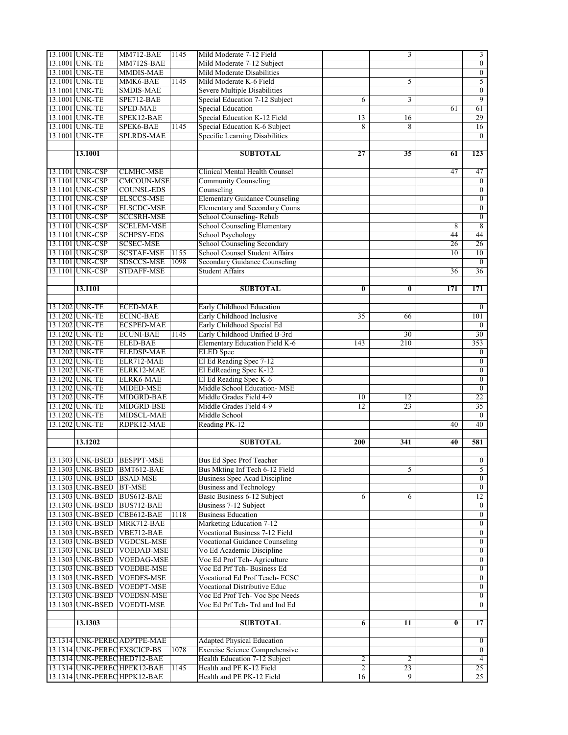| | | | | | | | | |
|---|---|---|---|---|---|---|---|---|
| 13.1001 | UNK-TE | MM712-BAE | 1145 | Mild Moderate 7-12 Field | | 3 | | 3 |
| 13.1001 | UNK-TE | MM712S-BAE | | Mild Moderate 7-12 Subject | | | | 0 |
| 13.1001 | UNK-TE | MMDIS-MAE | | Mild Moderate Disabilities | | | | 0 |
| 13.1001 | UNK-TE | MMK6-BAE | 1145 | Mild Moderate K-6 Field | | 5 | | 5 |
| 13.1001 | UNK-TE | SMDIS-MAE | | Severe Multiple Disabilities | | | | 0 |
| 13.1001 | UNK-TE | SPE712-BAE | | Special Education 7-12 Subject | 6 | 3 | | 9 |
| 13.1001 | UNK-TE | SPED-MAE | | Special Education | | | 61 | 61 |
| 13.1001 | UNK-TE | SPEK12-BAE | | Special Education K-12 Field | 13 | 16 | | 29 |
| 13.1001 | UNK-TE | SPEK6-BAE | 1145 | Special Education K-6 Subject | 8 | 8 | | 16 |
| 13.1001 | UNK-TE | SPLRDS-MAE | | Specific Learning Disabilities | | | | 0 |
| | | | | | | | | |
| | **13.1001** | | | **SUBTOTAL** | **27** | **35** | **61** | **123** |
| | | | | | | | | |
| 13.1101 | UNK-CSP | CLMHC-MSE | | Clinical Mental Health Counsel | | | 47 | 47 |
| 13.1101 | UNK-CSP | CMCOUN-MSE | | Community Counseling | | | | 0 |
| 13.1101 | UNK-CSP | COUNSL-EDS | | Counseling | | | | 0 |
| 13.1101 | UNK-CSP | ELSCCS-MSE | | Elementary Guidance Counseling | | | | 0 |
| 13.1101 | UNK-CSP | ELSCDC-MSE | | Elementary and Secondary Couns | | | | 0 |
| 13.1101 | UNK-CSP | SCCSRH-MSE | | School Counseling- Rehab | | | | 0 |
| 13.1101 | UNK-CSP | SCELEM-MSE | | School Counseling Elementary | | | 8 | 8 |
| 13.1101 | UNK-CSP | SCHPSY-EDS | | School Psychology | | | 44 | 44 |
| 13.1101 | UNK-CSP | SCSEC-MSE | | School Counseling Secondary | | | 26 | 26 |
| 13.1101 | UNK-CSP | SCSTAF-MSE | 1155 | School Counsel Student Affairs | | | 10 | 10 |
| 13.1101 | UNK-CSP | SDSCCS-MSE | 1098 | Secondary Guidance Counseling | | | | 0 |
| 13.1101 | UNK-CSP | STDAFF-MSE | | Student Affairs | | | 36 | 36 |
| | | | | | | | | |
| | **13.1101** | | | **SUBTOTAL** | **0** | **0** | **171** | **171** |
| | | | | | | | | |
| 13.1202 | UNK-TE | ECED-MAE | | Early Childhood Education | | | | 0 |
| 13.1202 | UNK-TE | ECINC-BAE | | Early Childhood Inclusive | 35 | 66 | | 101 |
| 13.1202 | UNK-TE | ECSPED-MAE | | Early Childhood Special Ed | | | | 0 |
| 13.1202 | UNK-TE | ECUNI-BAE | 1145 | Early Childhood Unified B-3rd | | 30 | | 30 |
| 13.1202 | UNK-TE | ELED-BAE | | Elementary Education Field K-6 | 143 | 210 | | 353 |
| 13.1202 | UNK-TE | ELEDSP-MAE | | ELED Spec | | | | 0 |
| 13.1202 | UNK-TE | ELR712-MAE | | El Ed Reading Spec 7-12 | | | | 0 |
| 13.1202 | UNK-TE | ELRK12-MAE | | El EdReading Spec K-12 | | | | 0 |
| 13.1202 | UNK-TE | ELRK6-MAE | | El Ed Reading Spec K-6 | | | | 0 |
| 13.1202 | UNK-TE | MIDED-MSE | | Middle School Education- MSE | | | | 0 |
| 13.1202 | UNK-TE | MIDGRD-BAE | | Middle Grades Field 4-9 | 10 | 12 | | 22 |
| 13.1202 | UNK-TE | MIDGRD-BSE | | Middle Grades Field 4-9 | 12 | 23 | | 35 |
| 13.1202 | UNK-TE | MIDSCL-MAE | | Middle School | | | | 0 |
| 13.1202 | UNK-TE | RDPK12-MAE | | Reading PK-12 | | | 40 | 40 |
| | | | | | | | | |
| | **13.1202** | | | **SUBTOTAL** | **200** | **341** | **40** | **581** |
| | | | | | | | | |
| 13.1303 | UNK-BSED | BESPPT-MSE | | Bus Ed Spec Prof Teacher | | | | 0 |
| 13.1303 | UNK-BSED | BMT612-BAE | | Bus Mkting Inf Tech 6-12 Field | | 5 | | 5 |
| 13.1303 | UNK-BSED | BSAD-MSE | | Business Spec Acad Discipline | | | | 0 |
| 13.1303 | UNK-BSED | BT-MSE | | Business and Technology | | | | 0 |
| 13.1303 | UNK-BSED | BUS612-BAE | | Basic Business 6-12 Subject | 6 | 6 | | 12 |
| 13.1303 | UNK-BSED | BUS712-BAE | | Business 7-12 Subject | | | | 0 |
| 13.1303 | UNK-BSED | CBE612-BAE | 1118 | Business Education | | | | 0 |
| 13.1303 | UNK-BSED | MRK712-BAE | | Marketing Education 7-12 | | | | 0 |
| 13.1303 | UNK-BSED | VBE712-BAE | | Vocational Business 7-12 Field | | | | 0 |
| 13.1303 | UNK-BSED | VGDCSL-MSE | | Vocational Guidance Counseling | | | | 0 |
| 13.1303 | UNK-BSED | VOEDAD-MSE | | Vo Ed Academic Discipline | | | | 0 |
| 13.1303 | UNK-BSED | VOEDAG-MSE | | Voc Ed Prof Tch- Agriculture | | | | 0 |
| 13.1303 | UNK-BSED | VOEDBE-MSE | | Voc Ed Prf Tch- Business Ed | | | | 0 |
| 13.1303 | UNK-BSED | VOEDFS-MSE | | Vocational Ed Prof Teach- FCSC | | | | 0 |
| 13.1303 | UNK-BSED | VOEDPT-MSE | | Vocational Distributive Educ | | | | 0 |
| 13.1303 | UNK-BSED | VOEDSN-MSE | | Voc Ed Prof Tch- Voc Spc Needs | | | | 0 |
| 13.1303 | UNK-BSED | VOEDTI-MSE | | Voc Ed Prf Tch- Trd and Ind Ed | | | | 0 |
| | | | | | | | | |
| | **13.1303** | | | **SUBTOTAL** | **6** | **11** | **0** | **17** |
| | | | | | | | | |
| 13.1314 | UNK-PEREC | ADPTPE-MAE | | Adapted Physical Education | | | | 0 |
| 13.1314 | UNK-PEREC | EXSCICP-BS | 1078 | Exercise Science Comprehensive | | | | 0 |
| 13.1314 | UNK-PEREC | HED712-BAE | | Health Education 7-12 Subject | 2 | 2 | | 4 |
| 13.1314 | UNK-PEREC | HPEK12-BAE | 1145 | Health and PE K-12 Field | 2 | 23 | | 25 |
| 13.1314 | UNK-PEREC | HPPK12-BAE | | Health and PE PK-12 Field | 16 | 9 | | 25 |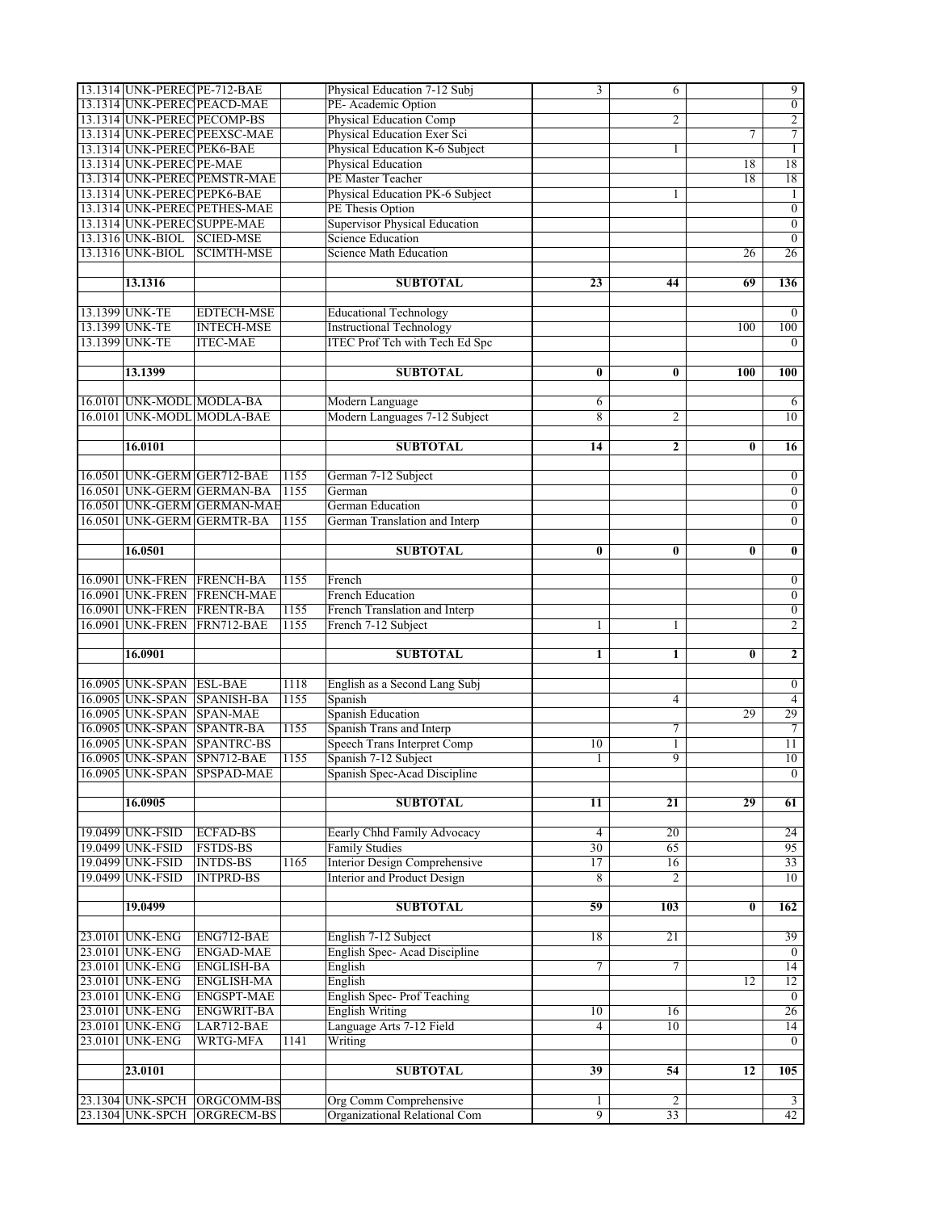| | | | | | | | | |
|---|---|---|---|---|---|---|---|---|
| 13.1314 | UNK-PEREC | PE-712-BAE | | Physical Education 7-12 Subj | 3 | 6 | | 9 |
| 13.1314 | UNK-PEREC | PEACD-MAE | | PE- Academic Option | | | | 0 |
| 13.1314 | UNK-PEREC | PECOMP-BS | | Physical Education Comp | | 2 | | 2 |
| 13.1314 | UNK-PEREC | PEEXSC-MAE | | Physical Education Exer Sci | | | 7 | 7 |
| 13.1314 | UNK-PEREC | PEK6-BAE | | Physical Education K-6 Subject | | 1 | | 1 |
| 13.1314 | UNK-PEREC | PE-MAE | | Physical Education | | | 18 | 18 |
| 13.1314 | UNK-PEREC | PEMSTR-MAE | | PE Master Teacher | | | 18 | 18 |
| 13.1314 | UNK-PEREC | PEPK6-BAE | | Physical Education PK-6 Subject | | 1 | | 1 |
| 13.1314 | UNK-PEREC | PETHES-MAE | | PE Thesis Option | | | | 0 |
| 13.1314 | UNK-PEREC | SUPPE-MAE | | Supervisor Physical Education | | | | 0 |
| 13.1316 | UNK-BIOL | SCIED-MSE | | Science Education | | | | 0 |
| 13.1316 | UNK-BIOL | SCIMTH-MSE | | Science Math Education | | | 26 | 26 |
| | | | | | | | | |
| | **13.1316** | | | **SUBTOTAL** | **23** | **44** | **69** | **136** |
| | | | | | | | | |
| 13.1399 | UNK-TE | EDTECH-MSE | | Educational Technology | | | | 0 |
| 13.1399 | UNK-TE | INTECH-MSE | | Instructional Technology | | | 100 | 100 |
| 13.1399 | UNK-TE | ITEC-MAE | | ITEC Prof Tch with Tech Ed Spc | | | | 0 |
| | | | | | | | | |
| | **13.1399** | | | **SUBTOTAL** | **0** | **0** | **100** | **100** |
| | | | | | | | | |
| 16.0101 | UNK-MODL | MODLA-BA | | Modern Language | 6 | | | 6 |
| 16.0101 | UNK-MODL | MODLA-BAE | | Modern Languages 7-12 Subject | 8 | 2 | | 10 |
| | | | | | | | | |
| | **16.0101** | | | **SUBTOTAL** | **14** | **2** | **0** | **16** |
| | | | | | | | | |
| 16.0501 | UNK-GERM | GER712-BAE | 1155 | German 7-12 Subject | | | | 0 |
| 16.0501 | UNK-GERM | GERMAN-BA | 1155 | German | | | | 0 |
| 16.0501 | UNK-GERM | GERMAN-MAE | | German Education | | | | 0 |
| 16.0501 | UNK-GERM | GERMTR-BA | 1155 | German Translation and Interp | | | | 0 |
| | | | | | | | | |
| | **16.0501** | | | **SUBTOTAL** | **0** | **0** | **0** | **0** |
| | | | | | | | | |
| 16.0901 | UNK-FREN | FRENCH-BA | 1155 | French | | | | 0 |
| 16.0901 | UNK-FREN | FRENCH-MAE | | French Education | | | | 0 |
| 16.0901 | UNK-FREN | FRENTR-BA | 1155 | French Translation and Interp | | | | 0 |
| 16.0901 | UNK-FREN | FRN712-BAE | 1155 | French 7-12 Subject | 1 | 1 | | 2 |
| | | | | | | | | |
| | **16.0901** | | | **SUBTOTAL** | **1** | **1** | **0** | **2** |
| | | | | | | | | |
| 16.0905 | UNK-SPAN | ESL-BAE | 1118 | English as a Second Lang Subj | | | | 0 |
| 16.0905 | UNK-SPAN | SPANISH-BA | 1155 | Spanish | | 4 | | 4 |
| 16.0905 | UNK-SPAN | SPAN-MAE | | Spanish Education | | | 29 | 29 |
| 16.0905 | UNK-SPAN | SPANTR-BA | 1155 | Spanish Trans and Interp | | 7 | | 7 |
| 16.0905 | UNK-SPAN | SPANTRC-BS | | Speech Trans Interpret Comp | 10 | 1 | | 11 |
| 16.0905 | UNK-SPAN | SPN712-BAE | 1155 | Spanish 7-12 Subject | 1 | 9 | | 10 |
| 16.0905 | UNK-SPAN | SPSPAD-MAE | | Spanish Spec-Acad Discipline | | | | 0 |
| | | | | | | | | |
| | **16.0905** | | | **SUBTOTAL** | **11** | **21** | **29** | **61** |
| | | | | | | | | |
| 19.0499 | UNK-FSID | ECFAD-BS | | Eearly Chhd Family Advocacy | 4 | 20 | | 24 |
| 19.0499 | UNK-FSID | FSTDS-BS | | Family Studies | 30 | 65 | | 95 |
| 19.0499 | UNK-FSID | INTDS-BS | 1165 | Interior Design Comprehensive | 17 | 16 | | 33 |
| 19.0499 | UNK-FSID | INTPRD-BS | | Interior and Product Design | 8 | 2 | | 10 |
| | | | | | | | | |
| | **19.0499** | | | **SUBTOTAL** | **59** | **103** | **0** | **162** |
| | | | | | | | | |
| 23.0101 | UNK-ENG | ENG712-BAE | | English 7-12 Subject | 18 | 21 | | 39 |
| 23.0101 | UNK-ENG | ENGAD-MAE | | English Spec- Acad Discipline | | | | 0 |
| 23.0101 | UNK-ENG | ENGLISH-BA | | English | 7 | 7 | | 14 |
| 23.0101 | UNK-ENG | ENGLISH-MA | | English | | | 12 | 12 |
| 23.0101 | UNK-ENG | ENGSPT-MAE | | English Spec- Prof Teaching | | | | 0 |
| 23.0101 | UNK-ENG | ENGWRIT-BA | | English Writing | 10 | 16 | | 26 |
| 23.0101 | UNK-ENG | LAR712-BAE | | Language Arts 7-12 Field | 4 | 10 | | 14 |
| 23.0101 | UNK-ENG | WRTG-MFA | 1141 | Writing | | | | 0 |
| | | | | | | | | |
| | **23.0101** | | | **SUBTOTAL** | **39** | **54** | **12** | **105** |
| | | | | | | | | |
| 23.1304 | UNK-SPCH | ORGCOMM-BS | | Org Comm Comprehensive | 1 | 2 | | 3 |
| 23.1304 | UNK-SPCH | ORGRECM-BS | | Organizational Relational Com | 9 | 33 | | 42 |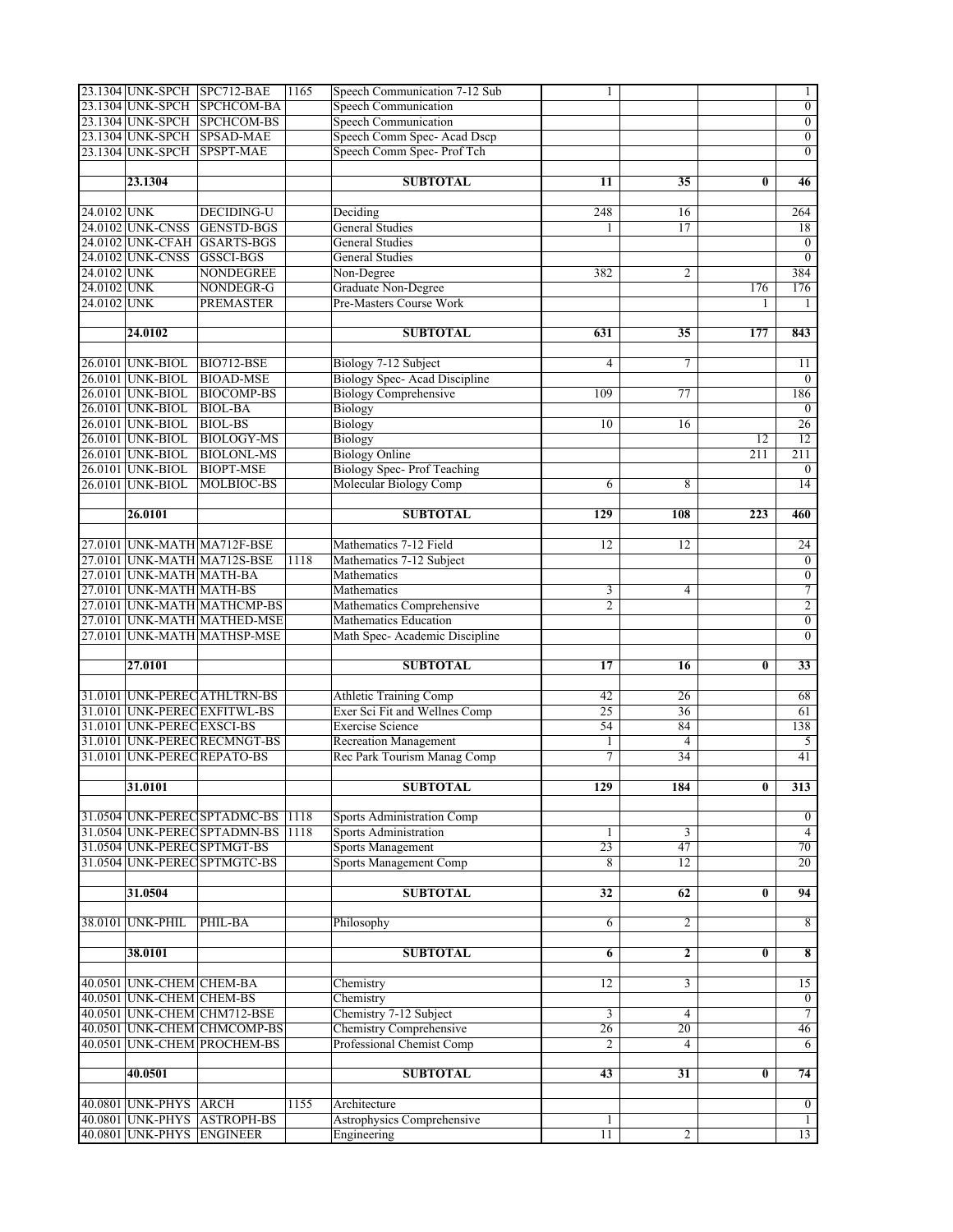| | | | | | | | | |
|---|---|---|---|---|---|---|---|---|
| 23.1304 | UNK-SPCH | SPC712-BAE | 1165 | Speech Communication 7-12 Sub | 1 | | | 1 |
| 23.1304 | UNK-SPCH | SPCHCOM-BA | | Speech Communication | | | | 0 |
| 23.1304 | UNK-SPCH | SPCHCOM-BS | | Speech Communication | | | | 0 |
| 23.1304 | UNK-SPCH | SPSAD-MAE | | Speech Comm Spec- Acad Dscp | | | | 0 |
| 23.1304 | UNK-SPCH | SPSPT-MAE | | Speech Comm Spec- Prof Tch | | | | 0 |
| | | | | | | | | |
| | **23.1304** | | | **SUBTOTAL** | **11** | **35** | **0** | **46** |
| | | | | | | | | |
| 24.0102 | UNK | DECIDING-U | | Deciding | 248 | 16 | | 264 |
| 24.0102 | UNK-CNSS | GENSTD-BGS | | General Studies | 1 | 17 | | 18 |
| 24.0102 | UNK-CFAH | GSARTS-BGS | | General Studies | | | | 0 |
| 24.0102 | UNK-CNSS | GSSCI-BGS | | General Studies | | | | 0 |
| 24.0102 | UNK | NONDEGREE | | Non-Degree | 382 | 2 | | 384 |
| 24.0102 | UNK | NONDEGR-G | | Graduate Non-Degree | | | 176 | 176 |
| 24.0102 | UNK | PREMASTER | | Pre-Masters Course Work | | | 1 | 1 |
| | | | | | | | | |
| | **24.0102** | | | **SUBTOTAL** | **631** | **35** | **177** | **843** |
| | | | | | | | | |
| 26.0101 | UNK-BIOL | BIO712-BSE | | Biology 7-12 Subject | 4 | 7 | | 11 |
| 26.0101 | UNK-BIOL | BIOAD-MSE | | Biology Spec- Acad Discipline | | | | 0 |
| 26.0101 | UNK-BIOL | BIOCOMP-BS | | Biology Comprehensive | 109 | 77 | | 186 |
| 26.0101 | UNK-BIOL | BIOL-BA | | Biology | | | | 0 |
| 26.0101 | UNK-BIOL | BIOL-BS | | Biology | 10 | 16 | | 26 |
| 26.0101 | UNK-BIOL | BIOLOGY-MS | | Biology | | | 12 | 12 |
| 26.0101 | UNK-BIOL | BIOLONL-MS | | Biology Online | | | 211 | 211 |
| 26.0101 | UNK-BIOL | BIOPT-MSE | | Biology Spec- Prof Teaching | | | | 0 |
| 26.0101 | UNK-BIOL | MOLBIOC-BS | | Molecular Biology Comp | 6 | 8 | | 14 |
| | | | | | | | | |
| | **26.0101** | | | **SUBTOTAL** | **129** | **108** | **223** | **460** |
| | | | | | | | | |
| 27.0101 | UNK-MATH | MA712F-BSE | | Mathematics 7-12 Field | 12 | 12 | | 24 |
| 27.0101 | UNK-MATH | MA712S-BSE | 1118 | Mathematics 7-12 Subject | | | | 0 |
| 27.0101 | UNK-MATH | MATH-BA | | Mathematics | | | | 0 |
| 27.0101 | UNK-MATH | MATH-BS | | Mathematics | 3 | 4 | | 7 |
| 27.0101 | UNK-MATH | MATHCMP-BS | | Mathematics Comprehensive | 2 | | | 2 |
| 27.0101 | UNK-MATH | MATHED-MSE | | Mathematics Education | | | | 0 |
| 27.0101 | UNK-MATH | MATHSP-MSE | | Math Spec- Academic Discipline | | | | 0 |
| | | | | | | | | |
| | **27.0101** | | | **SUBTOTAL** | **17** | **16** | **0** | **33** |
| | | | | | | | | |
| 31.0101 | UNK-PEREC | ATHLTRN-BS | | Athletic Training Comp | 42 | 26 | | 68 |
| 31.0101 | UNK-PEREC | EXFITWL-BS | | Exer Sci Fit and Wellnes Comp | 25 | 36 | | 61 |
| 31.0101 | UNK-PEREC | EXSCI-BS | | Exercise Science | 54 | 84 | | 138 |
| 31.0101 | UNK-PEREC | RECMNGT-BS | | Recreation Management | 1 | 4 | | 5 |
| 31.0101 | UNK-PEREC | REPATO-BS | | Rec Park Tourism Manag Comp | 7 | 34 | | 41 |
| | | | | | | | | |
| | **31.0101** | | | **SUBTOTAL** | **129** | **184** | **0** | **313** |
| | | | | | | | | |
| 31.0504 | UNK-PEREC | SPTADMC-BS | 1118 | Sports Administration Comp | | | | 0 |
| 31.0504 | UNK-PEREC | SPTADMN-BS | 1118 | Sports Administration | 1 | 3 | | 4 |
| 31.0504 | UNK-PEREC | SPTMGT-BS | | Sports Management | 23 | 47 | | 70 |
| 31.0504 | UNK-PEREC | SPTMGTC-BS | | Sports Management Comp | 8 | 12 | | 20 |
| | | | | | | | | |
| | **31.0504** | | | **SUBTOTAL** | **32** | **62** | **0** | **94** |
| | | | | | | | | |
| 38.0101 | UNK-PHIL | PHIL-BA | | Philosophy | 6 | 2 | | 8 |
| | | | | | | | | |
| | **38.0101** | | | **SUBTOTAL** | **6** | **2** | **0** | **8** |
| | | | | | | | | |
| 40.0501 | UNK-CHEM | CHEM-BA | | Chemistry | 12 | 3 | | 15 |
| 40.0501 | UNK-CHEM | CHEM-BS | | Chemistry | | | | 0 |
| 40.0501 | UNK-CHEM | CHM712-BSE | | Chemistry 7-12 Subject | 3 | 4 | | 7 |
| 40.0501 | UNK-CHEM | CHMCOMP-BS | | Chemistry Comprehensive | 26 | 20 | | 46 |
| 40.0501 | UNK-CHEM | PROCHEM-BS | | Professional Chemist Comp | 2 | 4 | | 6 |
| | | | | | | | | |
| | **40.0501** | | | **SUBTOTAL** | **43** | **31** | **0** | **74** |
| | | | | | | | | |
| 40.0801 | UNK-PHYS | ARCH | 1155 | Architecture | | | | 0 |
| 40.0801 | UNK-PHYS | ASTROPH-BS | | Astrophysics Comprehensive | 1 | | | 1 |
| 40.0801 | UNK-PHYS | ENGINEER | | Engineering | 11 | 2 | | 13 |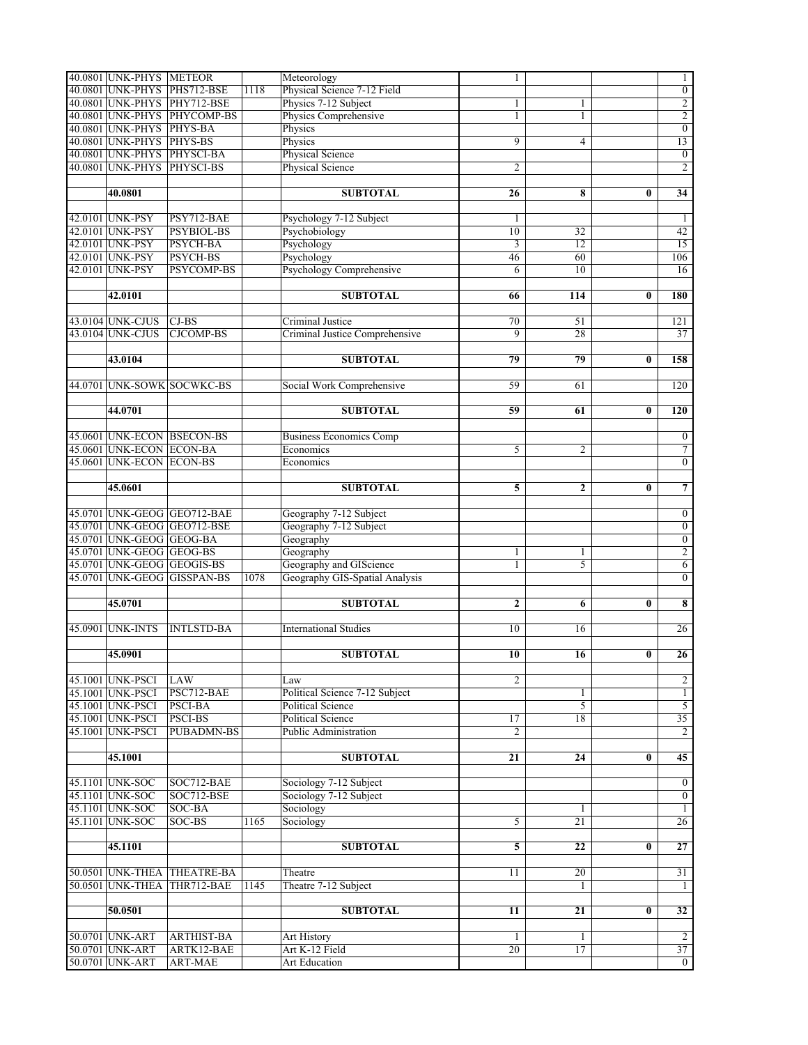| | | | | | | | | |
|---|---|---|---|---|---|---|---|---|
| 40.0801 | UNK-PHYS | METEOR | | Meteorology | 1 | | | 1 |
| 40.0801 | UNK-PHYS | PHS712-BSE | 1118 | Physical Science 7-12 Field | | | | 0 |
| 40.0801 | UNK-PHYS | PHY712-BSE | | Physics 7-12 Subject | 1 | 1 | | 2 |
| 40.0801 | UNK-PHYS | PHYCOMP-BS | | Physics Comprehensive | 1 | 1 | | 2 |
| 40.0801 | UNK-PHYS | PHYS-BA | | Physics | | | | 0 |
| 40.0801 | UNK-PHYS | PHYS-BS | | Physics | 9 | 4 | | 13 |
| 40.0801 | UNK-PHYS | PHYSCI-BA | | Physical Science | | | | 0 |
| 40.0801 | UNK-PHYS | PHYSCI-BS | | Physical Science | 2 | | | 2 |
| | | | | | | | | |
| | **40.0801** | | | **SUBTOTAL** | **26** | **8** | **0** | **34** |
| | | | | | | | | |
| 42.0101 | UNK-PSY | PSY712-BAE | | Psychology 7-12 Subject | 1 | | | 1 |
| 42.0101 | UNK-PSY | PSYBIOL-BS | | Psychobiology | 10 | 32 | | 42 |
| 42.0101 | UNK-PSY | PSYCH-BA | | Psychology | 3 | 12 | | 15 |
| 42.0101 | UNK-PSY | PSYCH-BS | | Psychology | 46 | 60 | | 106 |
| 42.0101 | UNK-PSY | PSYCOMP-BS | | Psychology Comprehensive | 6 | 10 | | 16 |
| | | | | | | | | |
| | **42.0101** | | | **SUBTOTAL** | **66** | **114** | **0** | **180** |
| | | | | | | | | |
| 43.0104 | UNK-CJUS | CJ-BS | | Criminal Justice | 70 | 51 | | 121 |
| 43.0104 | UNK-CJUS | CJCOMP-BS | | Criminal Justice Comprehensive | 9 | 28 | | 37 |
| | | | | | | | | |
| | **43.0104** | | | **SUBTOTAL** | **79** | **79** | **0** | **158** |
| | | | | | | | | |
| 44.0701 | UNK-SOWK | SOCWKC-BS | | Social Work Comprehensive | 59 | 61 | | 120 |
| | | | | | | | | |
| | **44.0701** | | | **SUBTOTAL** | **59** | **61** | **0** | **120** |
| | | | | | | | | |
| 45.0601 | UNK-ECON | BSECON-BS | | Business Economics Comp | | | | 0 |
| 45.0601 | UNK-ECON | ECON-BA | | Economics | 5 | 2 | | 7 |
| 45.0601 | UNK-ECON | ECON-BS | | Economics | | | | 0 |
| | | | | | | | | |
| | **45.0601** | | | **SUBTOTAL** | **5** | **2** | **0** | **7** |
| | | | | | | | | |
| 45.0701 | UNK-GEOG | GEO712-BAE | | Geography 7-12 Subject | | | | 0 |
| 45.0701 | UNK-GEOG | GEO712-BSE | | Geography 7-12 Subject | | | | 0 |
| 45.0701 | UNK-GEOG | GEOG-BA | | Geography | | | | 0 |
| 45.0701 | UNK-GEOG | GEOG-BS | | Geography | 1 | 1 | | 2 |
| 45.0701 | UNK-GEOG | GEOGIS-BS | | Geography and GIScience | 1 | 5 | | 6 |
| 45.0701 | UNK-GEOG | GISSPAN-BS | 1078 | Geography GIS-Spatial Analysis | | | | 0 |
| | | | | | | | | |
| | **45.0701** | | | **SUBTOTAL** | **2** | **6** | **0** | **8** |
| | | | | | | | | |
| 45.0901 | UNK-INTS | INTLSTD-BA | | International Studies | 10 | 16 | | 26 |
| | | | | | | | | |
| | **45.0901** | | | **SUBTOTAL** | **10** | **16** | **0** | **26** |
| | | | | | | | | |
| 45.1001 | UNK-PSCI | LAW | | Law | 2 | | | 2 |
| 45.1001 | UNK-PSCI | PSC712-BAE | | Political Science 7-12 Subject | | 1 | | 1 |
| 45.1001 | UNK-PSCI | PSCI-BA | | Political Science | | 5 | | 5 |
| 45.1001 | UNK-PSCI | PSCI-BS | | Political Science | 17 | 18 | | 35 |
| 45.1001 | UNK-PSCI | PUBADMN-BS | | Public Administration | 2 | | | 2 |
| | | | | | | | | |
| | **45.1001** | | | **SUBTOTAL** | **21** | **24** | **0** | **45** |
| | | | | | | | | |
| 45.1101 | UNK-SOC | SOC712-BAE | | Sociology 7-12 Subject | | | | 0 |
| 45.1101 | UNK-SOC | SOC712-BSE | | Sociology 7-12 Subject | | | | 0 |
| 45.1101 | UNK-SOC | SOC-BA | | Sociology | | 1 | | 1 |
| 45.1101 | UNK-SOC | SOC-BS | 1165 | Sociology | 5 | 21 | | 26 |
| | | | | | | | | |
| | **45.1101** | | | **SUBTOTAL** | **5** | **22** | **0** | **27** |
| | | | | | | | | |
| 50.0501 | UNK-THEA | THEATRE-BA | | Theatre | 11 | 20 | | 31 |
| 50.0501 | UNK-THEA | THR712-BAE | 1145 | Theatre 7-12 Subject | | 1 | | 1 |
| | | | | | | | | |
| | **50.0501** | | | **SUBTOTAL** | **11** | **21** | **0** | **32** |
| | | | | | | | | |
| 50.0701 | UNK-ART | ARTHIST-BA | | Art History | 1 | 1 | | 2 |
| 50.0701 | UNK-ART | ARTK12-BAE | | Art K-12 Field | 20 | 17 | | 37 |
| 50.0701 | UNK-ART | ART-MAE | | Art Education | | | | 0 |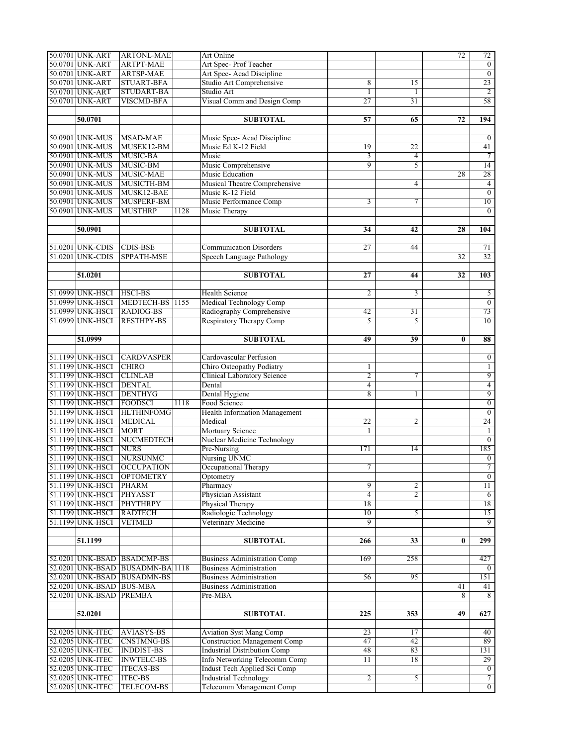| | | | | | | | | |
|---|---|---|---|---|---|---|---|---|
| 50.0701 | UNK-ART | ARTONL-MAE | | Art Online | | | 72 | 72 |
| 50.0701 | UNK-ART | ARTPT-MAE | | Art Spec- Prof Teacher | | | | 0 |
| 50.0701 | UNK-ART | ARTSP-MAE | | Art Spec- Acad Discipline | | | | 0 |
| 50.0701 | UNK-ART | STUART-BFA | | Studio Art Comprehensive | 8 | 15 | | 23 |
| 50.0701 | UNK-ART | STUDART-BA | | Studio Art | 1 | 1 | | 2 |
| 50.0701 | UNK-ART | VISCMD-BFA | | Visual Comm and Design Comp | 27 | 31 | | 58 |
| | | | | | | | | |
| | **50.0701** | | | **SUBTOTAL** | **57** | **65** | **72** | **194** |
| | | | | | | | | |
| 50.0901 | UNK-MUS | MSAD-MAE | | Music Spec- Acad Discipline | | | | 0 |
| 50.0901 | UNK-MUS | MUSEK12-BM | | Music Ed K-12 Field | 19 | 22 | | 41 |
| 50.0901 | UNK-MUS | MUSIC-BA | | Music | 3 | 4 | | 7 |
| 50.0901 | UNK-MUS | MUSIC-BM | | Music Comprehensive | 9 | 5 | | 14 |
| 50.0901 | UNK-MUS | MUSIC-MAE | | Music Education | | | 28 | 28 |
| 50.0901 | UNK-MUS | MUSICTH-BM | | Musical Theatre Comprehensive | | 4 | | 4 |
| 50.0901 | UNK-MUS | MUSK12-BAE | | Music K-12 Field | | | | 0 |
| 50.0901 | UNK-MUS | MUSPERF-BM | | Music Performance Comp | 3 | 7 | | 10 |
| 50.0901 | UNK-MUS | MUSTHRP | 1128 | Music Therapy | | | | 0 |
| | | | | | | | | |
| | **50.0901** | | | **SUBTOTAL** | **34** | **42** | **28** | **104** |
| | | | | | | | | |
| 51.0201 | UNK-CDIS | CDIS-BSE | | Communication Disorders | 27 | 44 | | 71 |
| 51.0201 | UNK-CDIS | SPPATH-MSE | | Speech Language Pathology | | | 32 | 32 |
| | | | | | | | | |
| | **51.0201** | | | **SUBTOTAL** | **27** | **44** | **32** | **103** |
| | | | | | | | | |
| 51.0999 | UNK-HSCI | HSCI-BS | | Health Science | 2 | 3 | | 5 |
| 51.0999 | UNK-HSCI | MEDTECH-BS | 1155 | Medical Technology Comp | | | | 0 |
| 51.0999 | UNK-HSCI | RADIOG-BS | | Radiography Comprehensive | 42 | 31 | | 73 |
| 51.0999 | UNK-HSCI | RESTHPY-BS | | Respiratory Therapy Comp | 5 | 5 | | 10 |
| | | | | | | | | |
| | **51.0999** | | | **SUBTOTAL** | **49** | **39** | **0** | **88** |
| | | | | | | | | |
| 51.1199 | UNK-HSCI | CARDVASPER | | Cardovascular Perfusion | | | | 0 |
| 51.1199 | UNK-HSCI | CHIRO | | Chiro Osteopathy Podiatry | 1 | | | 1 |
| 51.1199 | UNK-HSCI | CLINLAB | | Clinical Laboratory Science | 2 | 7 | | 9 |
| 51.1199 | UNK-HSCI | DENTAL | | Dental | 4 | | | 4 |
| 51.1199 | UNK-HSCI | DENTHYG | | Dental Hygiene | 8 | 1 | | 9 |
| 51.1199 | UNK-HSCI | FOODSCI | 1118 | Food Science | | | | 0 |
| 51.1199 | UNK-HSCI | HLTHINFOMG | | Health Information Management | | | | 0 |
| 51.1199 | UNK-HSCI | MEDICAL | | Medical | 22 | 2 | | 24 |
| 51.1199 | UNK-HSCI | MORT | | Mortuary Science | 1 | | | 1 |
| 51.1199 | UNK-HSCI | NUCMEDTECH | | Nuclear Medicine Technology | | | | 0 |
| 51.1199 | UNK-HSCI | NURS | | Pre-Nursing | 171 | 14 | | 185 |
| 51.1199 | UNK-HSCI | NURSUNMC | | Nursing UNMC | | | | 0 |
| 51.1199 | UNK-HSCI | OCCUPATION | | Occupational Therapy | 7 | | | 7 |
| 51.1199 | UNK-HSCI | OPTOMETRY | | Optometry | | | | 0 |
| 51.1199 | UNK-HSCI | PHARM | | Pharmacy | 9 | 2 | | 11 |
| 51.1199 | UNK-HSCI | PHYASST | | Physician Assistant | 4 | 2 | | 6 |
| 51.1199 | UNK-HSCI | PHYTHRPY | | Physical Therapy | 18 | | | 18 |
| 51.1199 | UNK-HSCI | RADTECH | | Radiologic Technology | 10 | 5 | | 15 |
| 51.1199 | UNK-HSCI | VETMED | | Veterinary Medicine | 9 | | | 9 |
| | | | | | | | | |
| | **51.1199** | | | **SUBTOTAL** | **266** | **33** | **0** | **299** |
| | | | | | | | | |
| 52.0201 | UNK-BSAD | BSADCMP-BS | | Business Administration Comp | 169 | 258 | | 427 |
| 52.0201 | UNK-BSAD | BUSADMN-BA | 1118 | Business Administration | | | | 0 |
| 52.0201 | UNK-BSAD | BUSADMN-BS | | Business Administration | 56 | 95 | | 151 |
| 52.0201 | UNK-BSAD | BUS-MBA | | Business Administration | | | 41 | 41 |
| 52.0201 | UNK-BSAD | PREMBA | | Pre-MBA | | | 8 | 8 |
| | | | | | | | | |
| | **52.0201** | | | **SUBTOTAL** | **225** | **353** | **49** | **627** |
| | | | | | | | | |
| 52.0205 | UNK-ITEC | AVIASYS-BS | | Aviation Syst Mang Comp | 23 | 17 | | 40 |
| 52.0205 | UNK-ITEC | CNSTMNG-BS | | Construction Management Comp | 47 | 42 | | 89 |
| 52.0205 | UNK-ITEC | INDDIST-BS | | Industrial Distribution Comp | 48 | 83 | | 131 |
| 52.0205 | UNK-ITEC | INWTELC-BS | | Info Networking Telecomm Comp | 11 | 18 | | 29 |
| 52.0205 | UNK-ITEC | ITECAS-BS | | Indust Tech Applied Sci Comp | | | | 0 |
| 52.0205 | UNK-ITEC | ITEC-BS | | Industrial Technology | 2 | 5 | | 7 |
| 52.0205 | UNK-ITEC | TELECOM-BS | | Telecomm Management Comp | | | | 0 |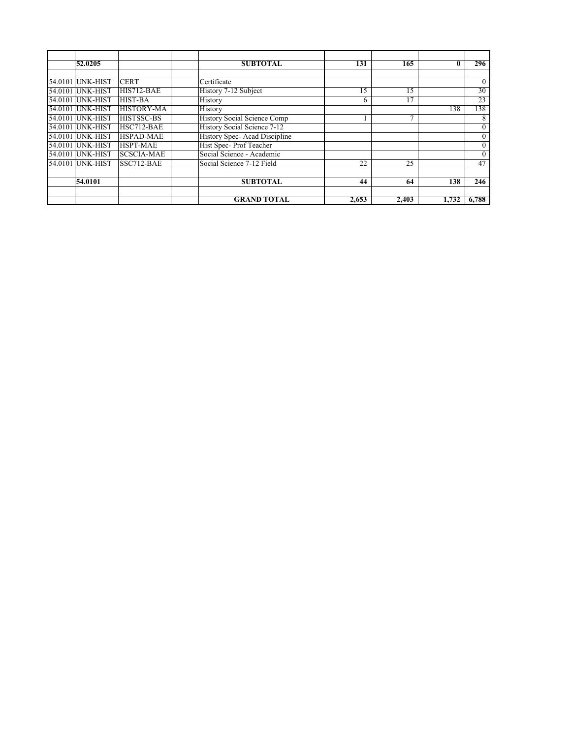| | | | | | | | | |
|---|---|---|---|---|---|---|---|---|
| | | | | | | | | |
| | **52.0205** | | | **SUBTOTAL** | **131** | **165** | **0** | **296** |
| | | | | | | | | |
| 54.0101 | UNK-HIST | CERT | | Certificate | | | | 0 |
| 54.0101 | UNK-HIST | HIS712-BAE | | History 7-12 Subject | 15 | 15 | | 30 |
| 54.0101 | UNK-HIST | HIST-BA | | History | 6 | 17 | | 23 |
| 54.0101 | UNK-HIST | HISTORY-MA | | History | | | 138 | 138 |
| 54.0101 | UNK-HIST | HISTSSC-BS | | History Social Science Comp | 1 | 7 | | 8 |
| 54.0101 | UNK-HIST | HSC712-BAE | | History Social Science 7-12 | | | | 0 |
| 54.0101 | UNK-HIST | HSPAD-MAE | | History Spec- Acad Discipline | | | | 0 |
| 54.0101 | UNK-HIST | HSPT-MAE | | Hist Spec- Prof Teacher | | | | 0 |
| 54.0101 | UNK-HIST | SCSCIA-MAE | | Social Science - Academic | | | | 0 |
| 54.0101 | UNK-HIST | SSC712-BAE | | Social Science 7-12 Field | 22 | 25 | | 47 |
| | | | | | | | | |
| | **54.0101** | | | **SUBTOTAL** | **44** | **64** | **138** | **246** |
| | | | | | | | | |
| | | | | **GRAND TOTAL** | **2,653** | **2,403** | **1,732** | **6,788** |